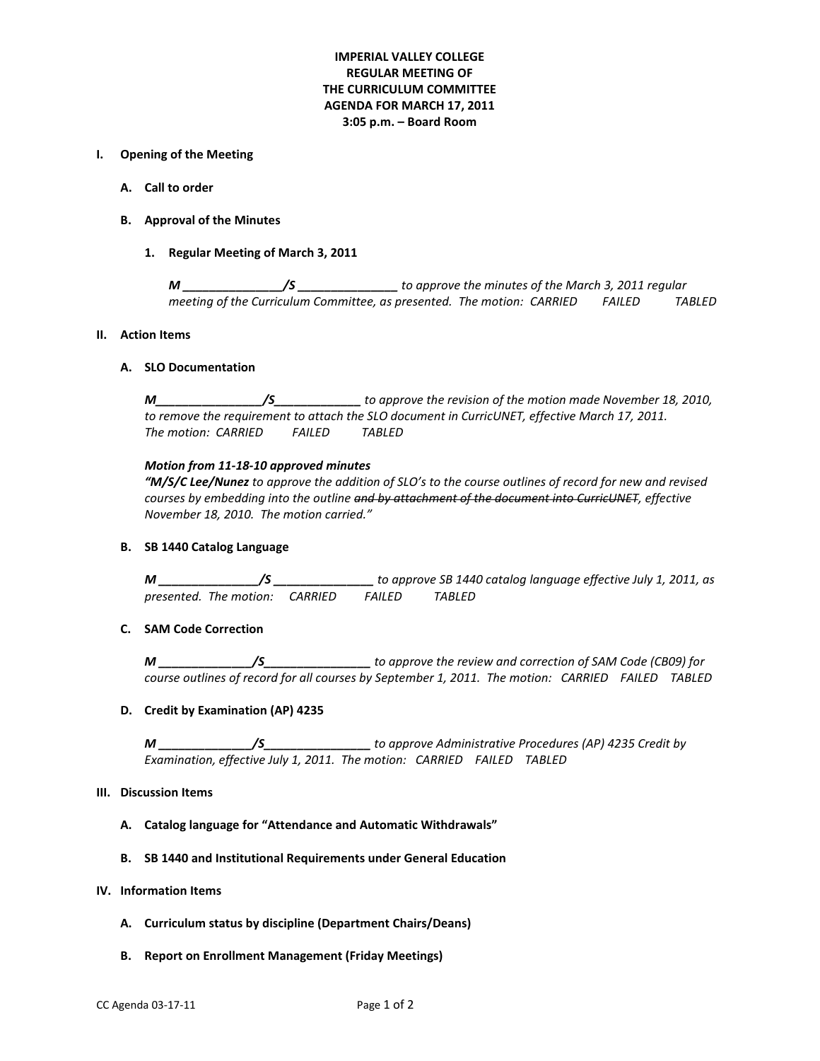**IMPERIAL VALLEY COLLEGE**
**REGULAR MEETING OF**
**THE CURRICULUM COMMITTEE**
**AGENDA FOR MARCH 17, 2011**
**3:05 p.m. – Board Room**

## I. Opening of the Meeting

### A. Call to order

### B. Approval of the Minutes

#### 1. Regular Meeting of March 3, 2011

***M _______________/S _______________*** *to approve the minutes of the March 3, 2011 regular meeting of the Curriculum Committee, as presented. The motion: CARRIED FAILED TABLED*

## II. Action Items

### A. SLO Documentation

***M________________/S_____________*** *to approve the revision of the motion made November 18, 2010, to remove the requirement to attach the SLO document in CurricUNET, effective March 17, 2011. The motion: CARRIED FAILED TABLED*

***Motion from 11-18-10 approved minutes***
***"M/S/C Lee/Nunez*** *to approve the addition of SLO's to the course outlines of record for new and revised courses by embedding into the outline ~~and by attachment of the document into CurricUNET~~, effective November 18, 2010. The motion carried."*

### B. SB 1440 Catalog Language

***M _______________/S _______________*** *to approve SB 1440 catalog language effective July 1, 2011, as presented. The motion: CARRIED FAILED TABLED*

### C. SAM Code Correction

***M ______________/S________________*** *to approve the review and correction of SAM Code (CB09) for course outlines of record for all courses by September 1, 2011. The motion: CARRIED FAILED TABLED*

### D. Credit by Examination (AP) 4235

***M ______________/S________________*** *to approve Administrative Procedures (AP) 4235 Credit by Examination, effective July 1, 2011. The motion: CARRIED FAILED TABLED*

## III. Discussion Items

### A. Catalog language for "Attendance and Automatic Withdrawals"

### B. SB 1440 and Institutional Requirements under General Education

## IV. Information Items

### A. Curriculum status by discipline (Department Chairs/Deans)

### B. Report on Enrollment Management (Friday Meetings)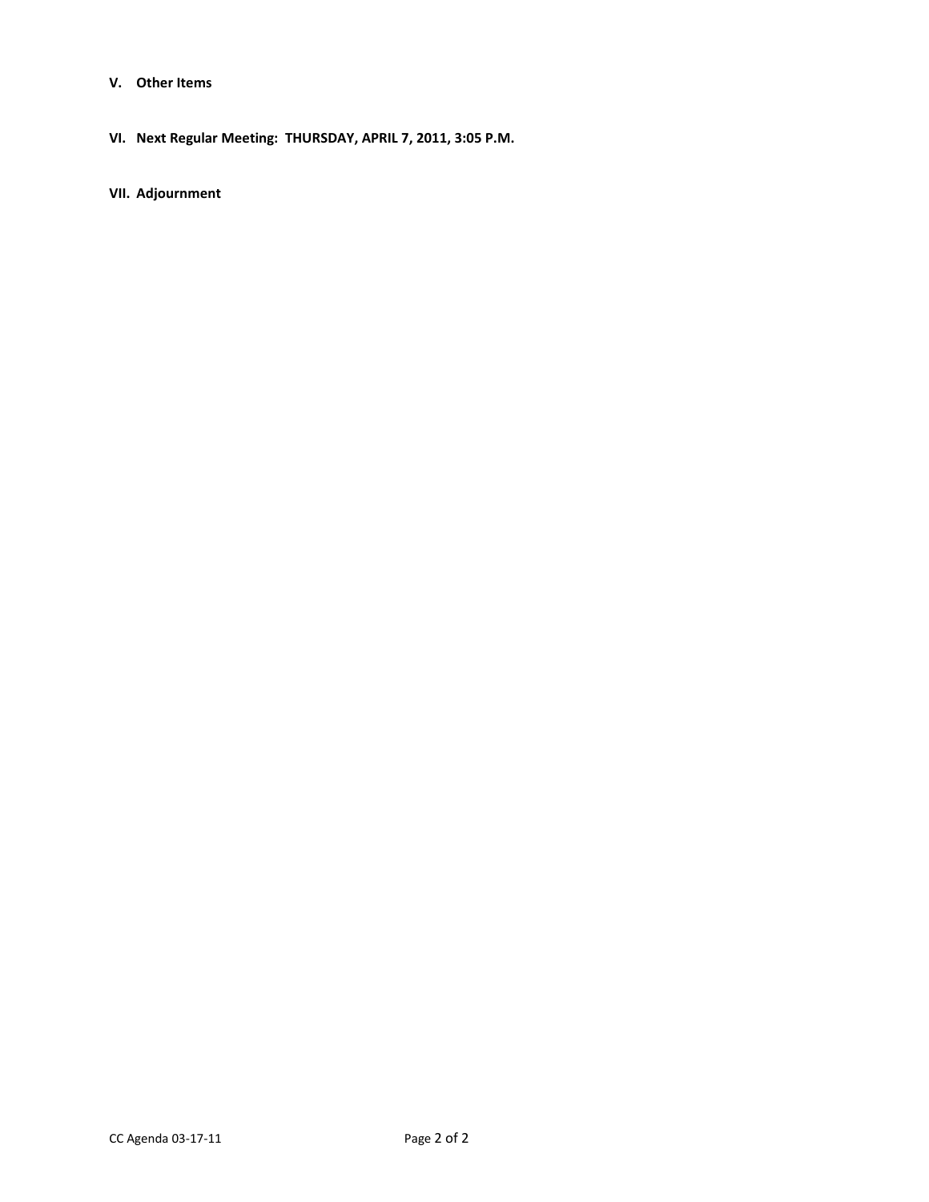**V. Other Items**

**VI. Next Regular Meeting: THURSDAY, APRIL 7, 2011, 3:05 P.M.**

**VII. Adjournment**